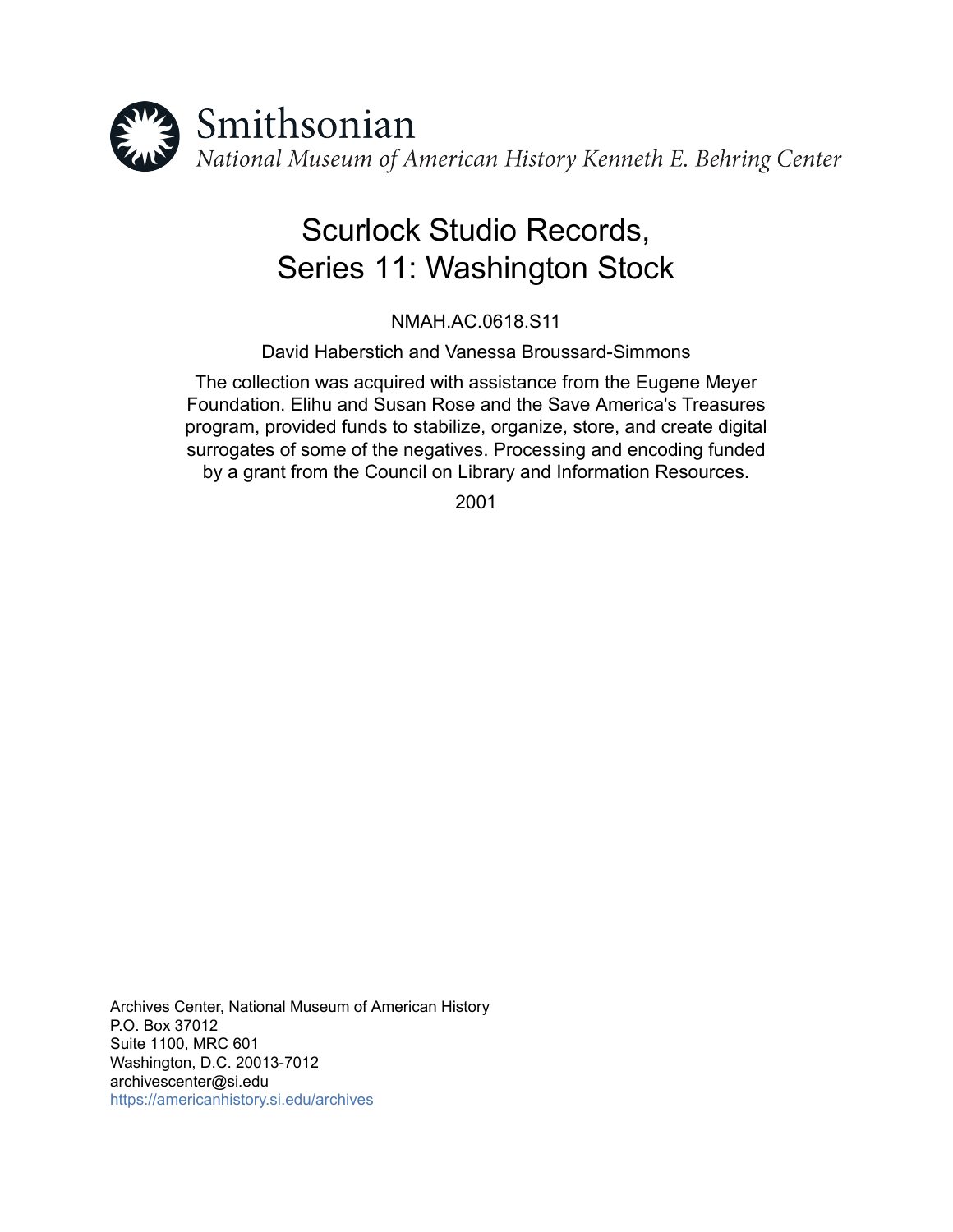Smithsonian

*National Museum of American History Kenneth E. Behring Center*

# Scurlock Studio Records, Series 11: Washington Stock

NMAH.AC.0618.S11

David Haberstich and Vanessa Broussard-Simmons

The collection was acquired with assistance from the Eugene Meyer Foundation. Elihu and Susan Rose and the Save America's Treasures program, provided funds to stabilize, organize, store, and create digital surrogates of some of the negatives. Processing and encoding funded by a grant from the Council on Library and Information Resources.

2001

Archives Center, National Museum of American History
P.O. Box 37012
Suite 1100, MRC 601
Washington, D.C. 20013-7012
archivescenter@si.edu
https://americanhistory.si.edu/archives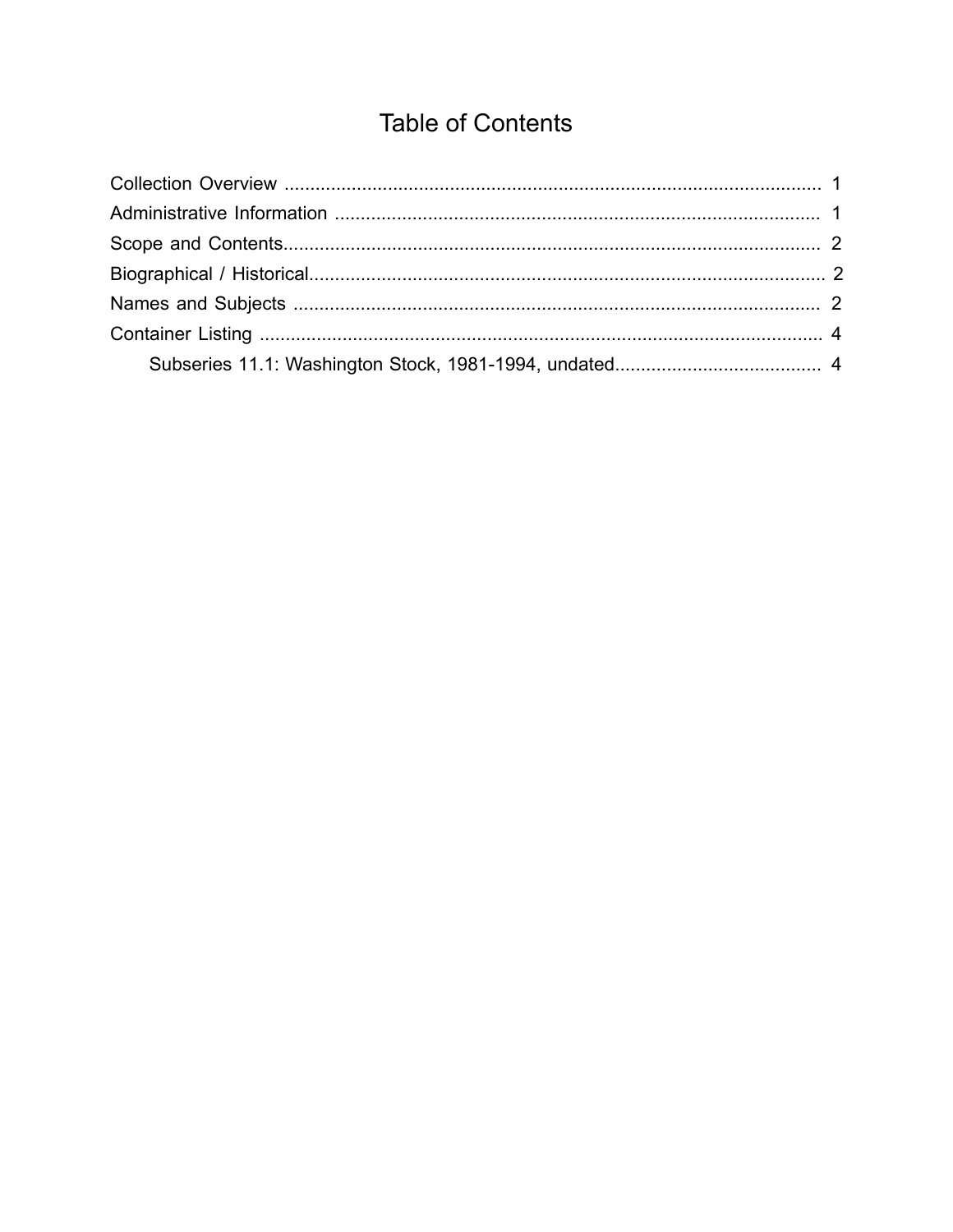# Table of Contents

- Collection Overview .......................................................... 1
- Administrative Information .................................................. 1
- Scope and Contents.......................................................... 2
- Biographical / Historical...................................................... 2
- Names and Subjects ......................................................... 2
- Container Listing ............................................................. 4
    - Subseries 11.1: Washington Stock, 1981-1994, undated........................ 4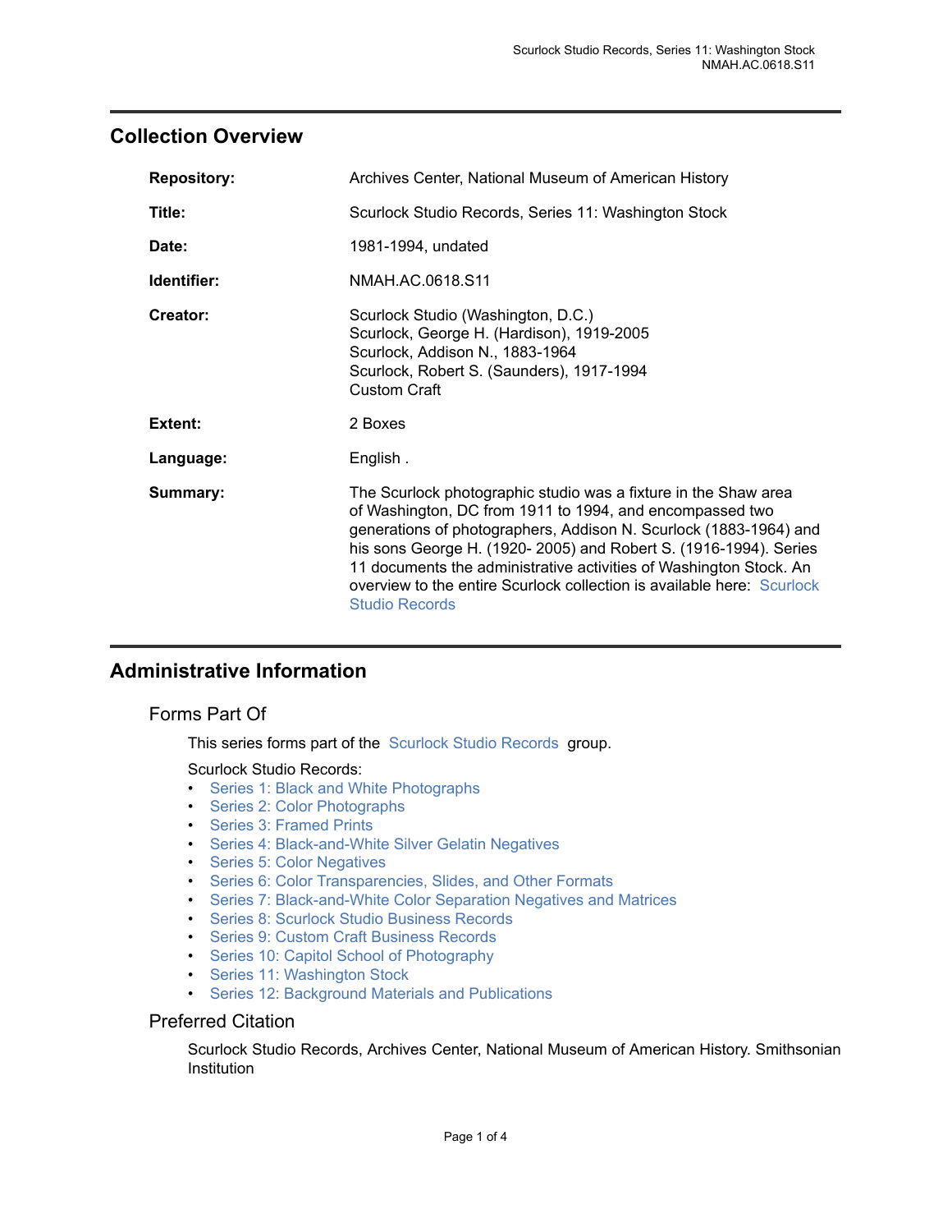## Collection Overview

| | |
|---|---|
| **Repository:** | Archives Center, National Museum of American History |
| **Title:** | Scurlock Studio Records, Series 11: Washington Stock |
| **Date:** | 1981-1994, undated |
| **Identifier:** | NMAH.AC.0618.S11 |
| **Creator:** | Scurlock Studio (Washington, D.C.)<br>Scurlock, George H. (Hardison), 1919-2005<br>Scurlock, Addison N., 1883-1964<br>Scurlock, Robert S. (Saunders), 1917-1994<br>Custom Craft |
| **Extent:** | 2 Boxes |
| **Language:** | English . |
| **Summary:** | The Scurlock photographic studio was a fixture in the Shaw area of Washington, DC from 1911 to 1994, and encompassed two generations of photographers, Addison N. Scurlock (1883-1964) and his sons George H. (1920- 2005) and Robert S. (1916-1994). Series 11 documents the administrative activities of Washington Stock. An overview to the entire Scurlock collection is available here: Scurlock Studio Records |

## Administrative Information

### Forms Part Of

This series forms part of the Scurlock Studio Records group.

Scurlock Studio Records:

- Series 1: Black and White Photographs
- Series 2: Color Photographs
- Series 3: Framed Prints
- Series 4: Black-and-White Silver Gelatin Negatives
- Series 5: Color Negatives
- Series 6: Color Transparencies, Slides, and Other Formats
- Series 7: Black-and-White Color Separation Negatives and Matrices
- Series 8: Scurlock Studio Business Records
- Series 9: Custom Craft Business Records
- Series 10: Capitol School of Photography
- Series 11: Washington Stock
- Series 12: Background Materials and Publications

### Preferred Citation

Scurlock Studio Records, Archives Center, National Museum of American History. Smithsonian Institution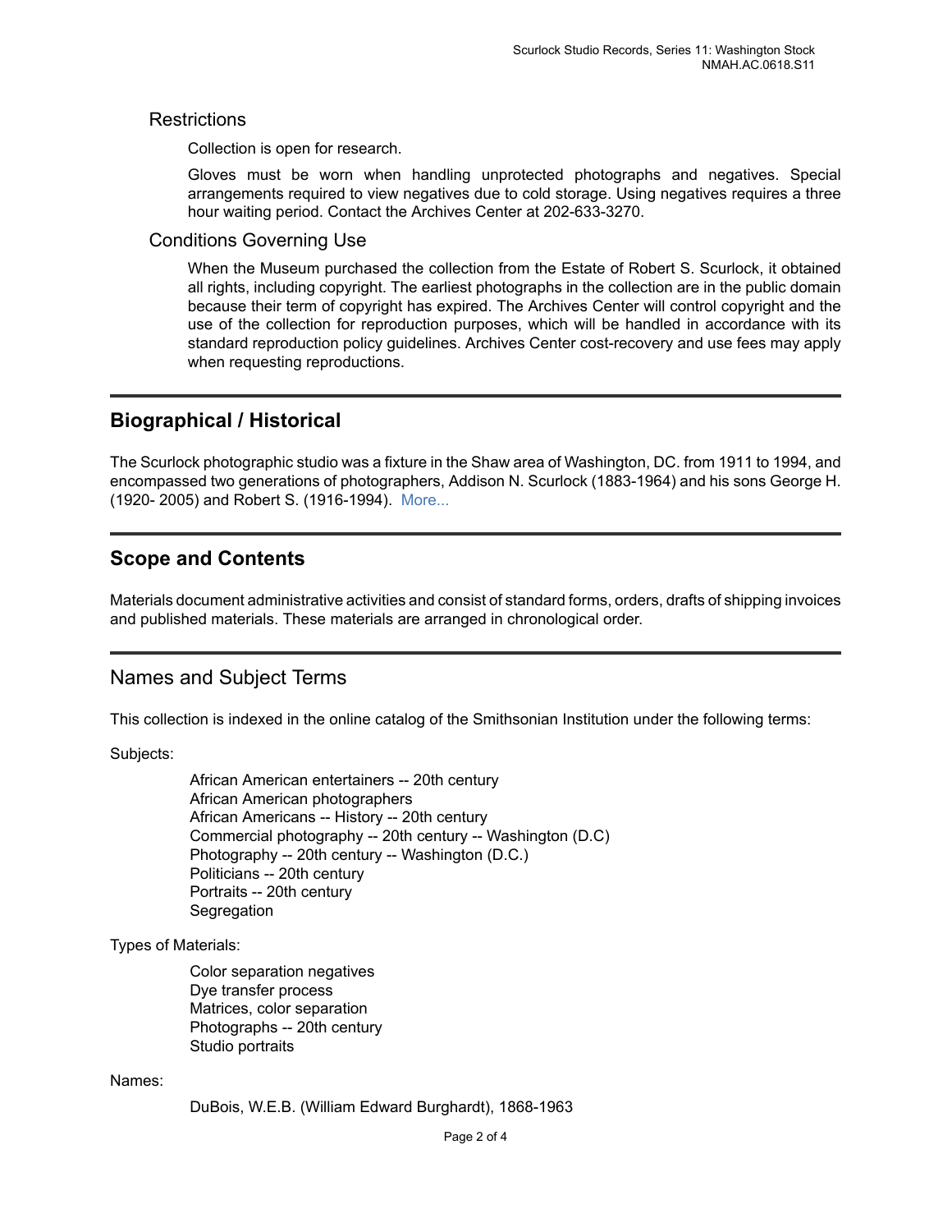## Restrictions

Collection is open for research.

Gloves must be worn when handling unprotected photographs and negatives. Special arrangements required to view negatives due to cold storage. Using negatives requires a three hour waiting period. Contact the Archives Center at 202-633-3270.

## Conditions Governing Use

When the Museum purchased the collection from the Estate of Robert S. Scurlock, it obtained all rights, including copyright. The earliest photographs in the collection are in the public domain because their term of copyright has expired. The Archives Center will control copyright and the use of the collection for reproduction purposes, which will be handled in accordance with its standard reproduction policy guidelines. Archives Center cost-recovery and use fees may apply when requesting reproductions.

## Biographical / Historical

The Scurlock photographic studio was a fixture in the Shaw area of Washington, DC. from 1911 to 1994, and encompassed two generations of photographers, Addison N. Scurlock (1883-1964) and his sons George H. (1920- 2005) and Robert S. (1916-1994). More...

## Scope and Contents

Materials document administrative activities and consist of standard forms, orders, drafts of shipping invoices and published materials. These materials are arranged in chronological order.

## Names and Subject Terms

This collection is indexed in the online catalog of the Smithsonian Institution under the following terms:

Subjects:

- African American entertainers -- 20th century
- African American photographers
- African Americans -- History -- 20th century
- Commercial photography -- 20th century -- Washington (D.C)
- Photography -- 20th century -- Washington (D.C.)
- Politicians -- 20th century
- Portraits -- 20th century
- Segregation

Types of Materials:

- Color separation negatives
- Dye transfer process
- Matrices, color separation
- Photographs -- 20th century
- Studio portraits

Names:

- DuBois, W.E.B. (William Edward Burghardt), 1868-1963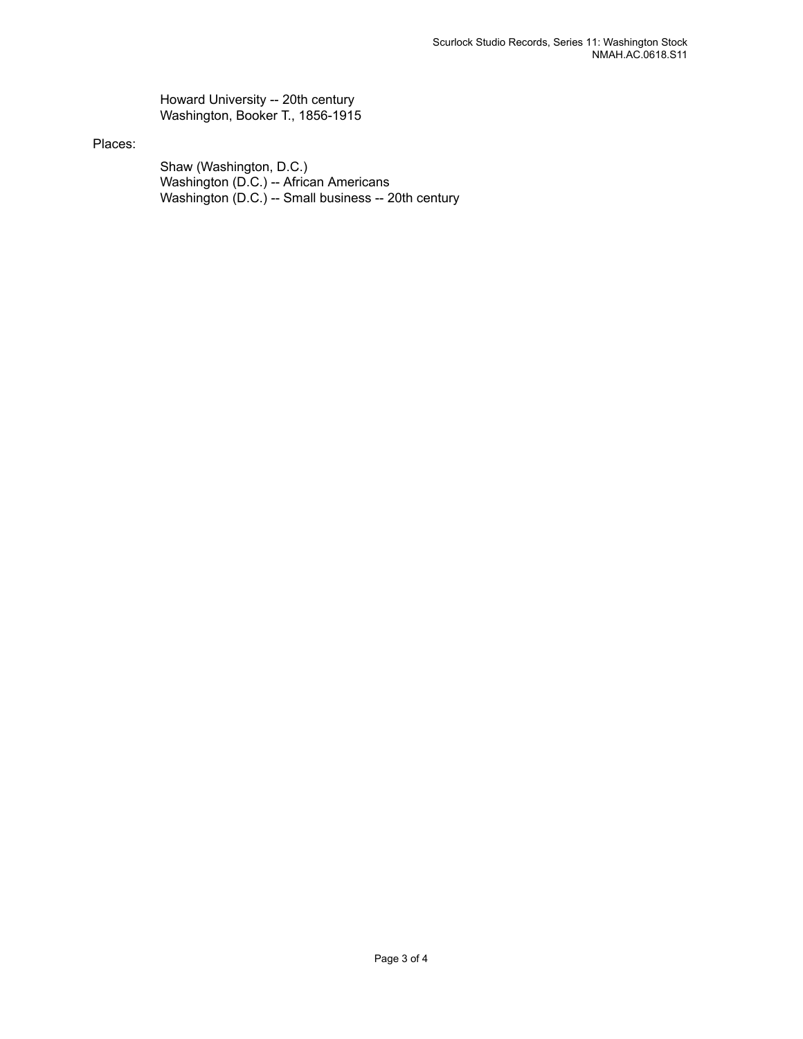Howard University -- 20th century
Washington, Booker T., 1856-1915

Places:

Shaw (Washington, D.C.)
Washington (D.C.) -- African Americans
Washington (D.C.) -- Small business -- 20th century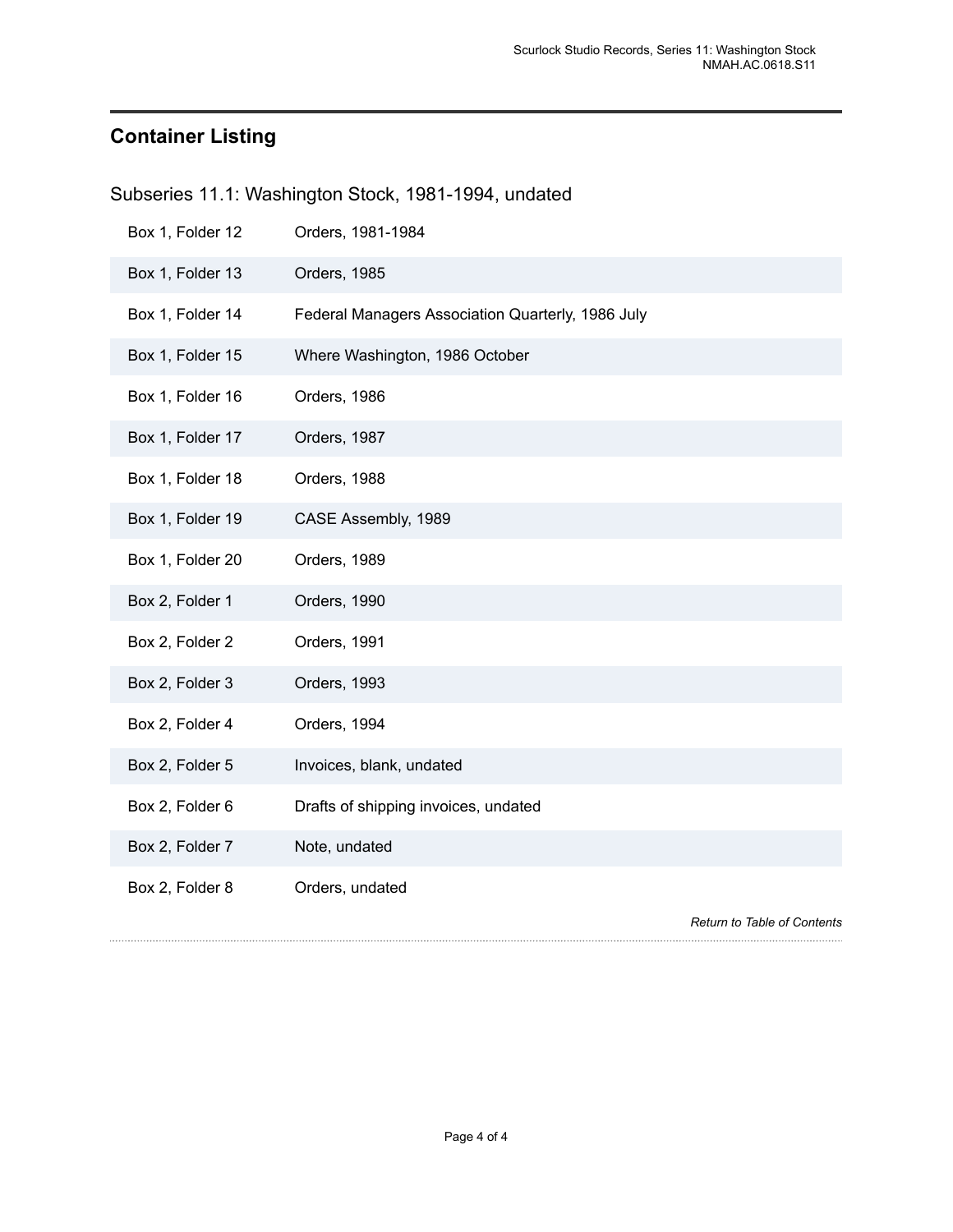## Container Listing

### Subseries 11.1: Washington Stock, 1981-1994, undated

| | |
|---|---|
| Box 1, Folder 12 | Orders, 1981-1984 |
| Box 1, Folder 13 | Orders, 1985 |
| Box 1, Folder 14 | Federal Managers Association Quarterly, 1986 July |
| Box 1, Folder 15 | Where Washington, 1986 October |
| Box 1, Folder 16 | Orders, 1986 |
| Box 1, Folder 17 | Orders, 1987 |
| Box 1, Folder 18 | Orders, 1988 |
| Box 1, Folder 19 | CASE Assembly, 1989 |
| Box 1, Folder 20 | Orders, 1989 |
| Box 2, Folder 1 | Orders, 1990 |
| Box 2, Folder 2 | Orders, 1991 |
| Box 2, Folder 3 | Orders, 1993 |
| Box 2, Folder 4 | Orders, 1994 |
| Box 2, Folder 5 | Invoices, blank, undated |
| Box 2, Folder 6 | Drafts of shipping invoices, undated |
| Box 2, Folder 7 | Note, undated |
| Box 2, Folder 8 | Orders, undated |

*Return to Table of Contents*